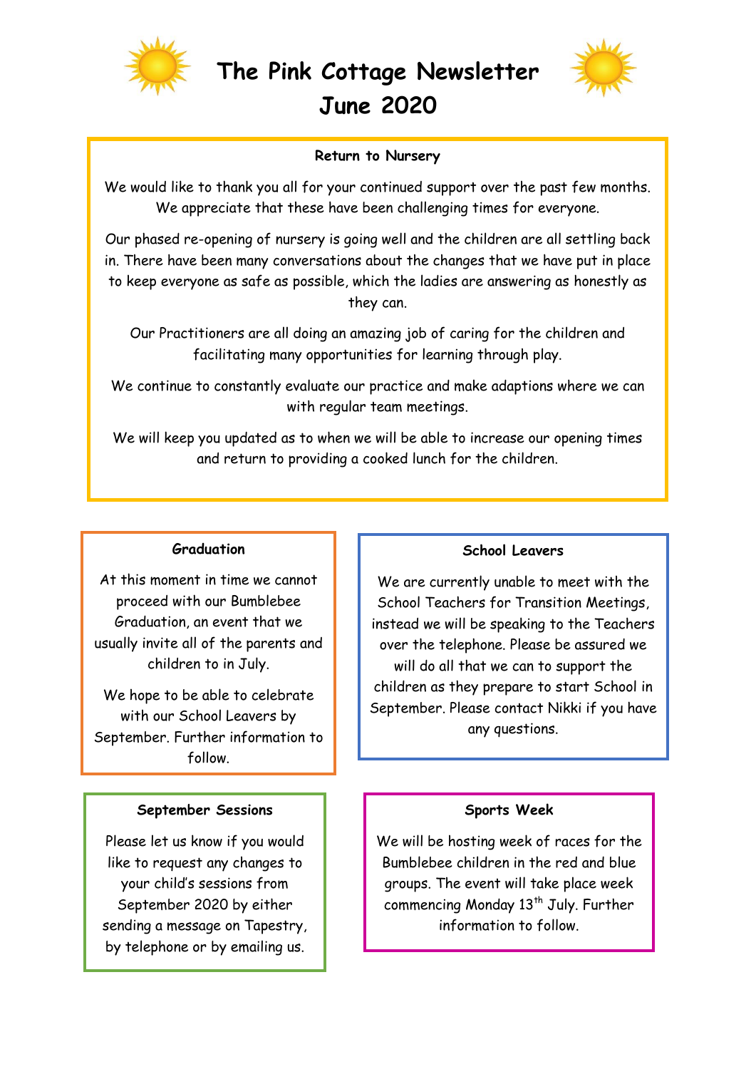# The Pink Cottage Newsletter June 2020

## Return to Nursery

We would like to thank you all for your continued support over the past few months. We appreciate that these have been challenging times for everyone.

Our phased re-opening of nursery is going well and the children are all settling back in. There have been many conversations about the changes that we have put in place to keep everyone as safe as possible, which the ladies are answering as honestly as they can.

Our Practitioners are all doing an amazing job of caring for the children and facilitating many opportunities for learning through play.

We continue to constantly evaluate our practice and make adaptions where we can with regular team meetings.

We will keep you updated as to when we will be able to increase our opening times and return to providing a cooked lunch for the children.

## Graduation

At this moment in time we cannot proceed with our Bumblebee Graduation, an event that we usually invite all of the parents and children to in July.

We hope to be able to celebrate with our School Leavers by September. Further information to follow.

## School Leavers

We are currently unable to meet with the School Teachers for Transition Meetings, instead we will be speaking to the Teachers over the telephone. Please be assured we will do all that we can to support the children as they prepare to start School in September. Please contact Nikki if you have any questions.

## September Sessions

Please let us know if you would like to request any changes to your child's sessions from September 2020 by either sending a message on Tapestry, by telephone or by emailing us.

## Sports Week

We will be hosting week of races for the Bumblebee children in the red and blue groups. The event will take place week commencing Monday 13th July. Further information to follow.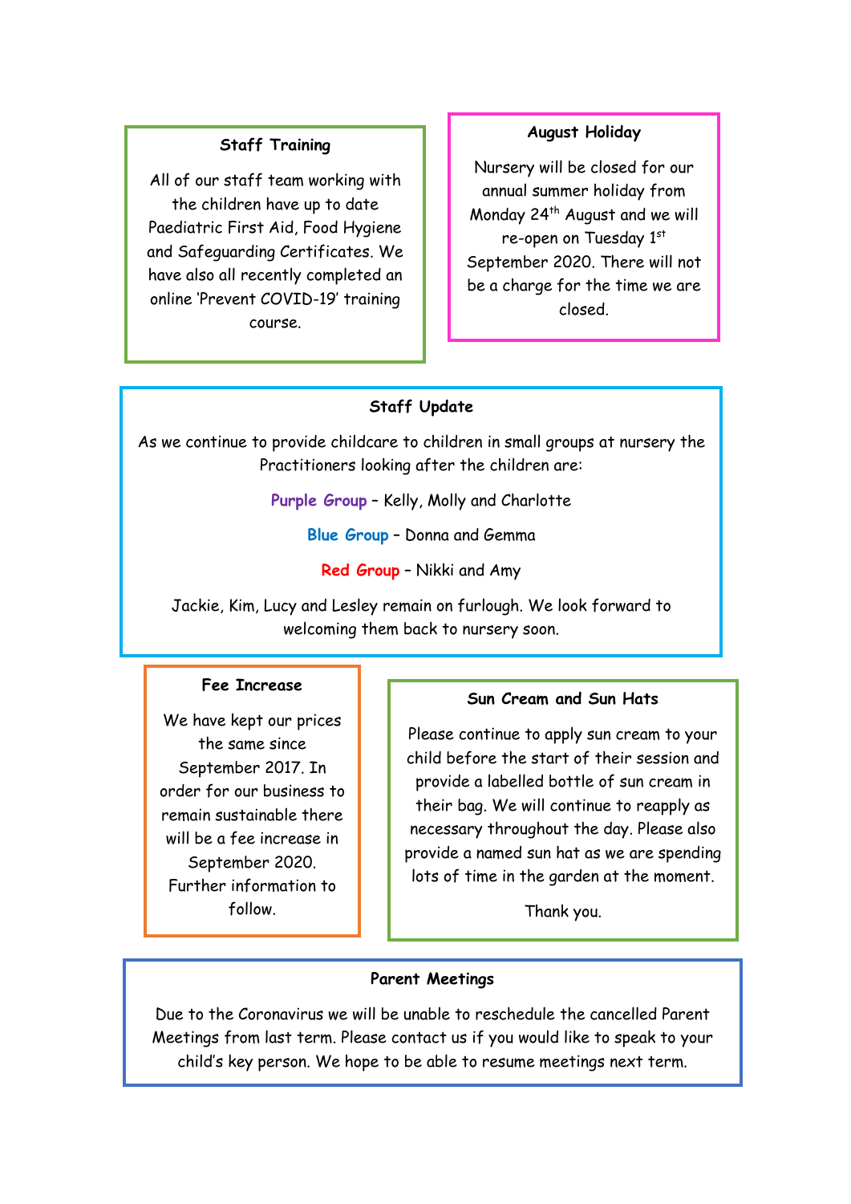### Staff Training

All of our staff team working with the children have up to date Paediatric First Aid, Food Hygiene and Safeguarding Certificates. We have also all recently completed an online 'Prevent COVID-19' training course.

### August Holiday

Nursery will be closed for our annual summer holiday from Monday 24th August and we will re-open on Tuesday 1st September 2020. There will not be a charge for the time we are closed.

### Staff Update

As we continue to provide childcare to children in small groups at nursery the Practitioners looking after the children are:

**Purple Group** – Kelly, Molly and Charlotte

**Blue Group** – Donna and Gemma

**Red Group** – Nikki and Amy

Jackie, Kim, Lucy and Lesley remain on furlough. We look forward to welcoming them back to nursery soon.

### Fee Increase

We have kept our prices the same since September 2017. In order for our business to remain sustainable there will be a fee increase in September 2020. Further information to follow.

### Sun Cream and Sun Hats

Please continue to apply sun cream to your child before the start of their session and provide a labelled bottle of sun cream in their bag. We will continue to reapply as necessary throughout the day. Please also provide a named sun hat as we are spending lots of time in the garden at the moment.

Thank you.

### Parent Meetings

Due to the Coronavirus we will be unable to reschedule the cancelled Parent Meetings from last term. Please contact us if you would like to speak to your child's key person. We hope to be able to resume meetings next term.